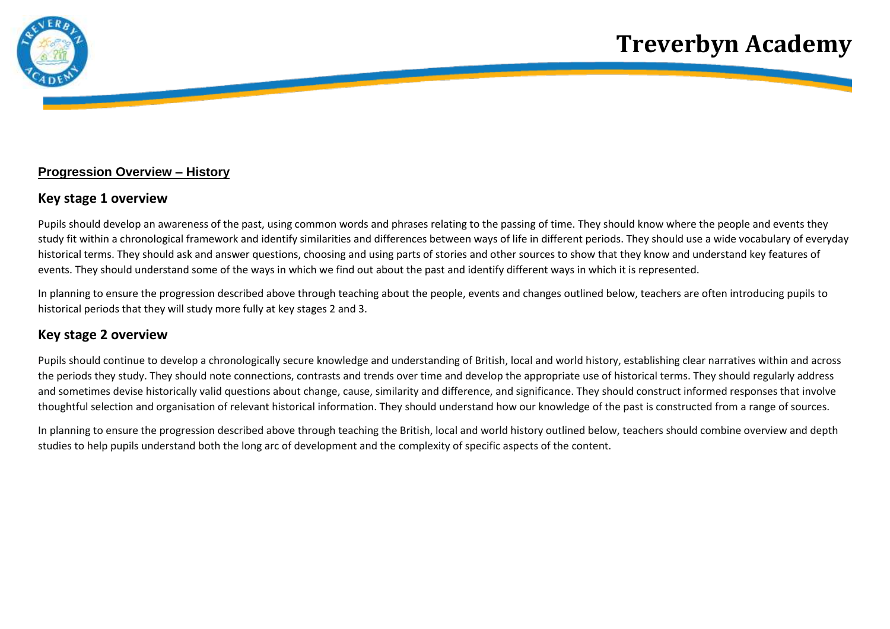# Treverbyn Academy

**Progression Overview – History**

## Key stage 1 overview

Pupils should develop an awareness of the past, using common words and phrases relating to the passing of time. They should know where the people and events they study fit within a chronological framework and identify similarities and differences between ways of life in different periods. They should use a wide vocabulary of everyday historical terms. They should ask and answer questions, choosing and using parts of stories and other sources to show that they know and understand key features of events. They should understand some of the ways in which we find out about the past and identify different ways in which it is represented.

In planning to ensure the progression described above through teaching about the people, events and changes outlined below, teachers are often introducing pupils to historical periods that they will study more fully at key stages 2 and 3.

## Key stage 2 overview

Pupils should continue to develop a chronologically secure knowledge and understanding of British, local and world history, establishing clear narratives within and across the periods they study. They should note connections, contrasts and trends over time and develop the appropriate use of historical terms. They should regularly address and sometimes devise historically valid questions about change, cause, similarity and difference, and significance. They should construct informed responses that involve thoughtful selection and organisation of relevant historical information. They should understand how our knowledge of the past is constructed from a range of sources.

In planning to ensure the progression described above through teaching the British, local and world history outlined below, teachers should combine overview and depth studies to help pupils understand both the long arc of development and the complexity of specific aspects of the content.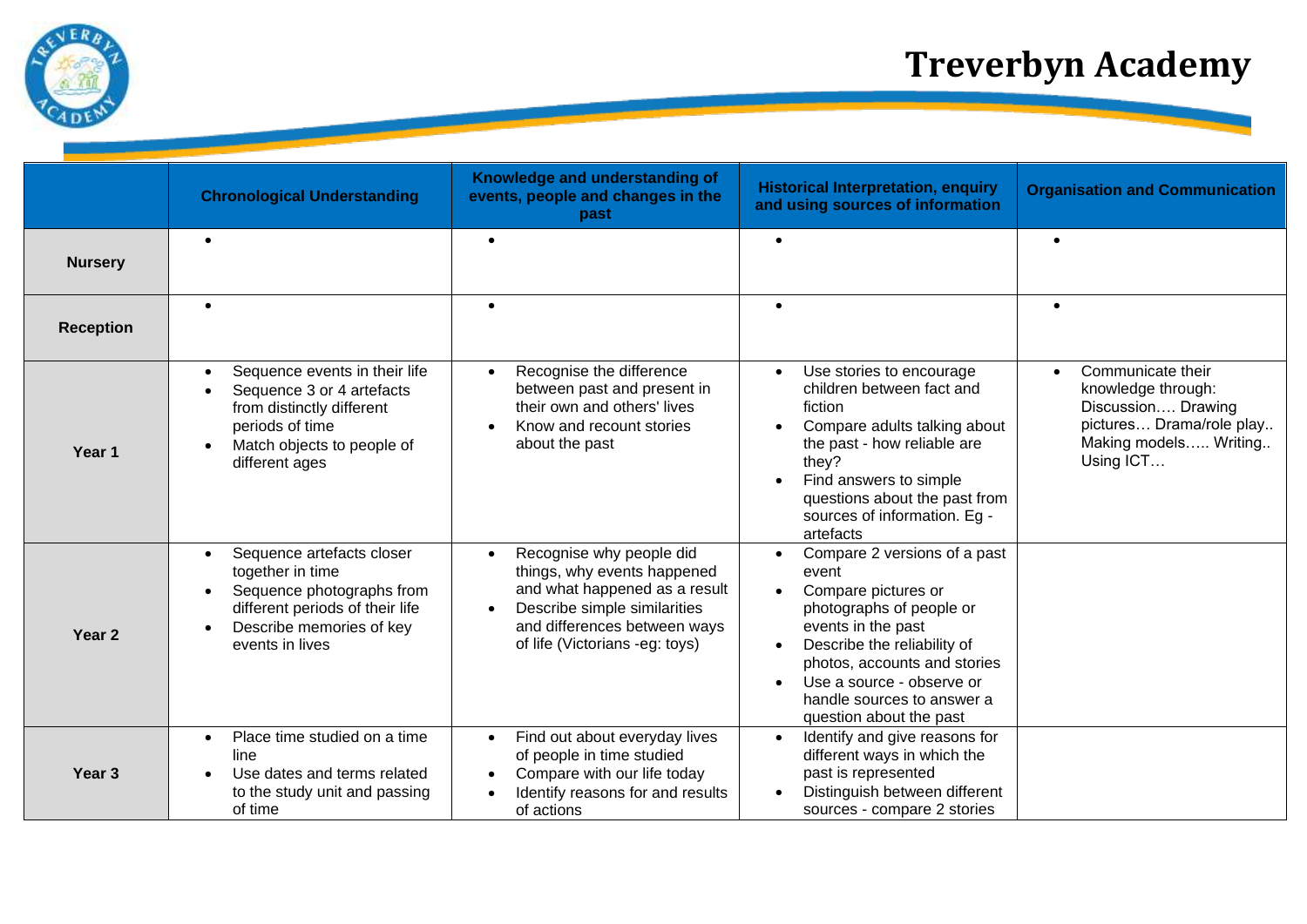# Treverbyn Academy

| | Chronological Understanding | Knowledge and understanding of events, people and changes in the past | Historical Interpretation, enquiry and using sources of information | Organisation and Communication |
|---|---|---|---|---|
| **Nursery** | • | • | • | • |
| **Reception** | • | • | • | • |
| **Year 1** | • Sequence events in their life<br>• Sequence 3 or 4 artefacts from distinctly different periods of time<br>• Match objects to people of different ages | • Recognise the difference between past and present in their own and others' lives<br>• Know and recount stories about the past | • Use stories to encourage children between fact and fiction<br>• Compare adults talking about the past - how reliable are they?<br>• Find answers to simple questions about the past from sources of information. Eg - artefacts | • Communicate their knowledge through: Discussion…. Drawing pictures… Drama/role play.. Making models….. Writing.. Using ICT… |
| **Year 2** | • Sequence artefacts closer together in time<br>• Sequence photographs from different periods of their life<br>• Describe memories of key events in lives | • Recognise why people did things, why events happened and what happened as a result<br>• Describe simple similarities and differences between ways of life (Victorians -eg: toys) | • Compare 2 versions of a past event<br>• Compare pictures or photographs of people or events in the past<br>• Describe the reliability of photos, accounts and stories<br>• Use a source - observe or handle sources to answer a question about the past | |
| **Year 3** | • Place time studied on a time line<br>• Use dates and terms related to the study unit and passing of time | • Find out about everyday lives of people in time studied<br>• Compare with our life today<br>• Identify reasons for and results of actions | • Identify and give reasons for different ways in which the past is represented<br>• Distinguish between different sources - compare 2 stories | |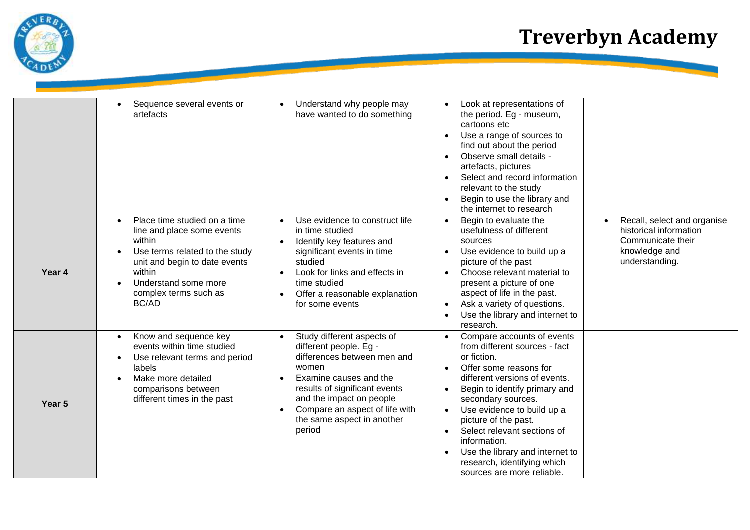| | | | | |
|---|---|---|---|---|
| | • Sequence several events or artefacts | • Understand why people may have wanted to do something | • Look at representations of the period. Eg - museum, cartoons etc<br>• Use a range of sources to find out about the period<br>• Observe small details - artefacts, pictures<br>• Select and record information relevant to the study<br>• Begin to use the library and the internet to research | |
| **Year 4** | • Place time studied on a time line and place some events within<br>• Use terms related to the study unit and begin to date events within<br>• Understand some more complex terms such as BC/AD | • Use evidence to construct life in time studied<br>• Identify key features and significant events in time studied<br>• Look for links and effects in time studied<br>• Offer a reasonable explanation for some events | • Begin to evaluate the usefulness of different sources<br>• Use evidence to build up a picture of the past<br>• Choose relevant material to present a picture of one aspect of life in the past.<br>• Ask a variety of questions.<br>• Use the library and internet to research. | • Recall, select and organise historical information Communicate their knowledge and understanding. |
| **Year 5** | • Know and sequence key events within time studied<br>• Use relevant terms and period labels<br>• Make more detailed comparisons between different times in the past | • Study different aspects of different people. Eg - differences between men and women<br>• Examine causes and the results of significant events and the impact on people<br>• Compare an aspect of life with the same aspect in another period | • Compare accounts of events from different sources - fact or fiction.<br>• Offer some reasons for different versions of events.<br>• Begin to identify primary and secondary sources.<br>• Use evidence to build up a picture of the past.<br>• Select relevant sections of information.<br>• Use the library and internet to research, identifying which sources are more reliable. | |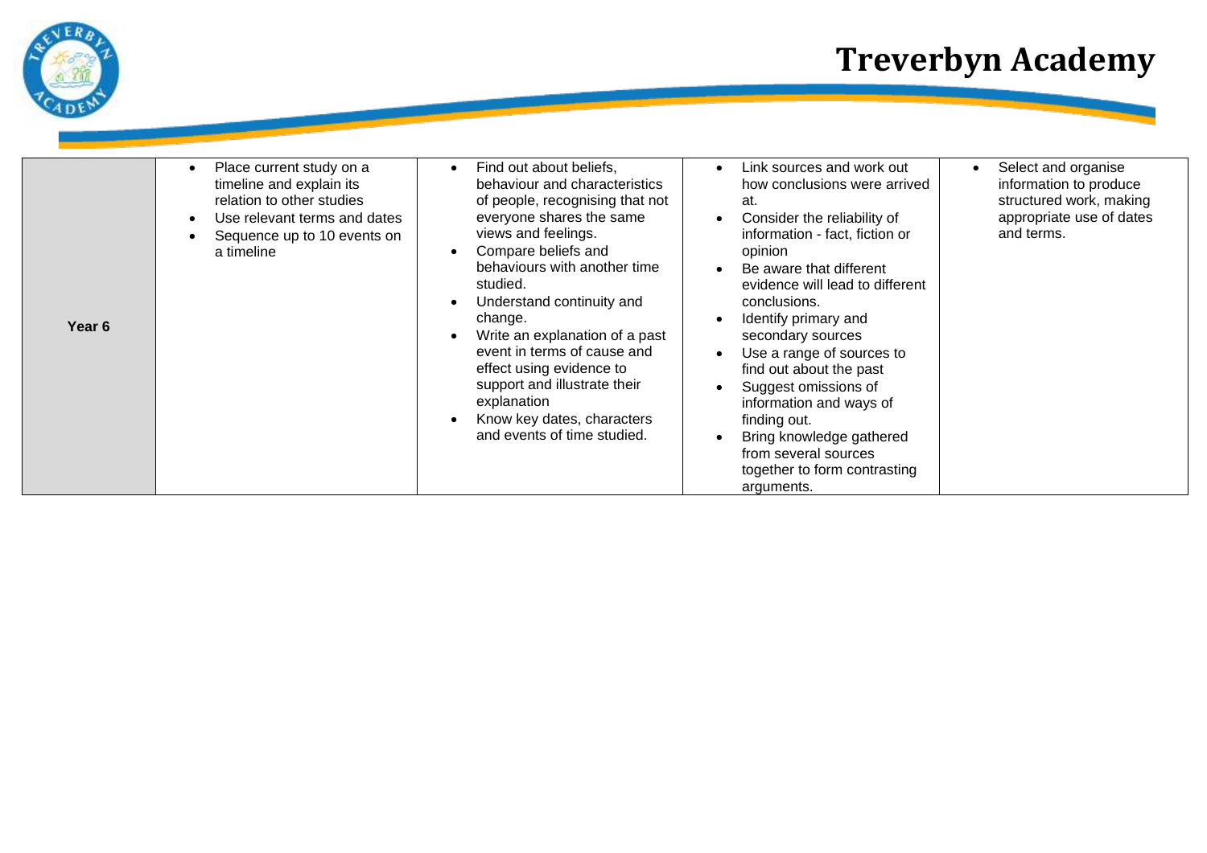| | | | | |
|---|---|---|---|---|
| **Year 6** | • Place current study on a timeline and explain its relation to other studies<br>• Use relevant terms and dates<br>• Sequence up to 10 events on a timeline | • Find out about beliefs, behaviour and characteristics of people, recognising that not everyone shares the same views and feelings.<br>• Compare beliefs and behaviours with another time studied.<br>• Understand continuity and change.<br>• Write an explanation of a past event in terms of cause and effect using evidence to support and illustrate their explanation<br>• Know key dates, characters and events of time studied. | • Link sources and work out how conclusions were arrived at.<br>• Consider the reliability of information - fact, fiction or opinion<br>• Be aware that different evidence will lead to different conclusions.<br>• Identify primary and secondary sources<br>• Use a range of sources to find out about the past<br>• Suggest omissions of information and ways of finding out.<br>• Bring knowledge gathered from several sources together to form contrasting arguments. | • Select and organise information to produce structured work, making appropriate use of dates and terms. |